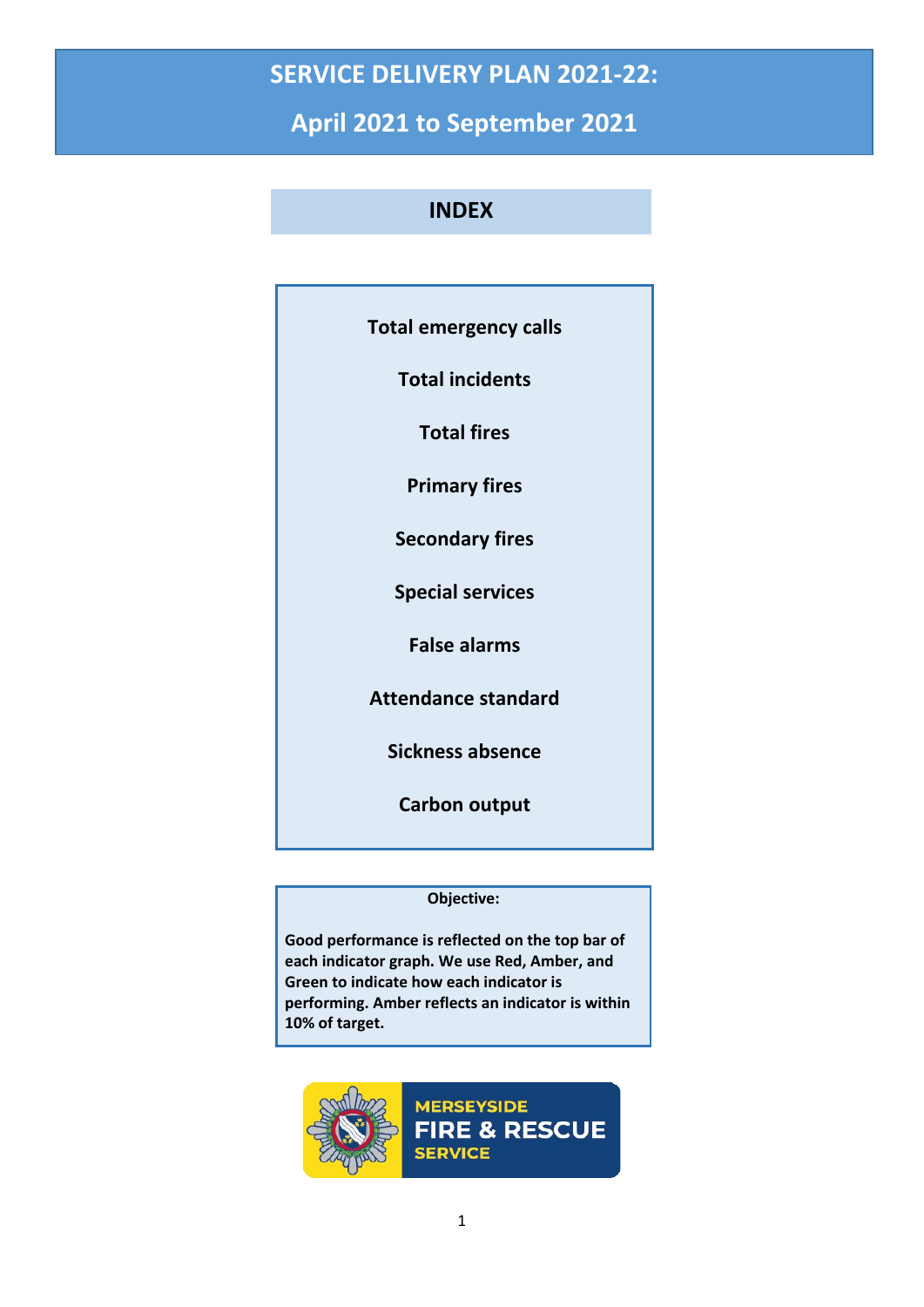# SERVICE DELIVERY PLAN 2021-22:

## April 2021 to September 2021

## INDEX

- Total emergency calls
- Total incidents
- Total fires
- Primary fires
- Secondary fires
- Special services
- False alarms
- Attendance standard
- Sickness absence
- Carbon output

**Objective:**

**Good performance is reflected on the top bar of each indicator graph. We use Red, Amber, and Green to indicate how each indicator is performing. Amber reflects an indicator is within 10% of target.**

MERSEYSIDE FIRE & RESCUE SERVICE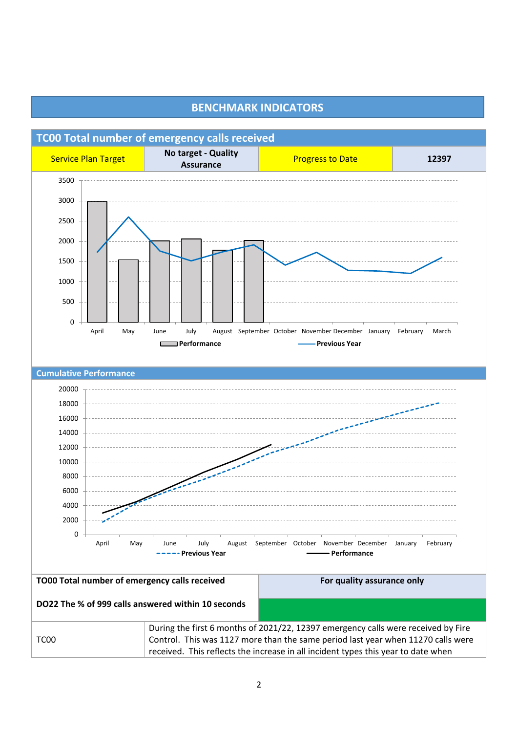## BENCHMARK INDICATORS

### TC00 Total number of emergency calls received

| Service Plan Target | No target - Quality Assurance | Progress to Date | 12397 |
|---|---|---|---|

### Cumulative Performance

| TO00 Total number of emergency calls received | For quality assurance only |
|---|---|
| **DO22 The % of 999 calls answered within 10 seconds** | |

| | |
|---|---|
| TC00 | During the first 6 months of 2021/22, 12397 emergency calls were received by Fire Control. This was 1127 more than the same period last year when 11270 calls were received. This reflects the increase in all incident types this year to date when |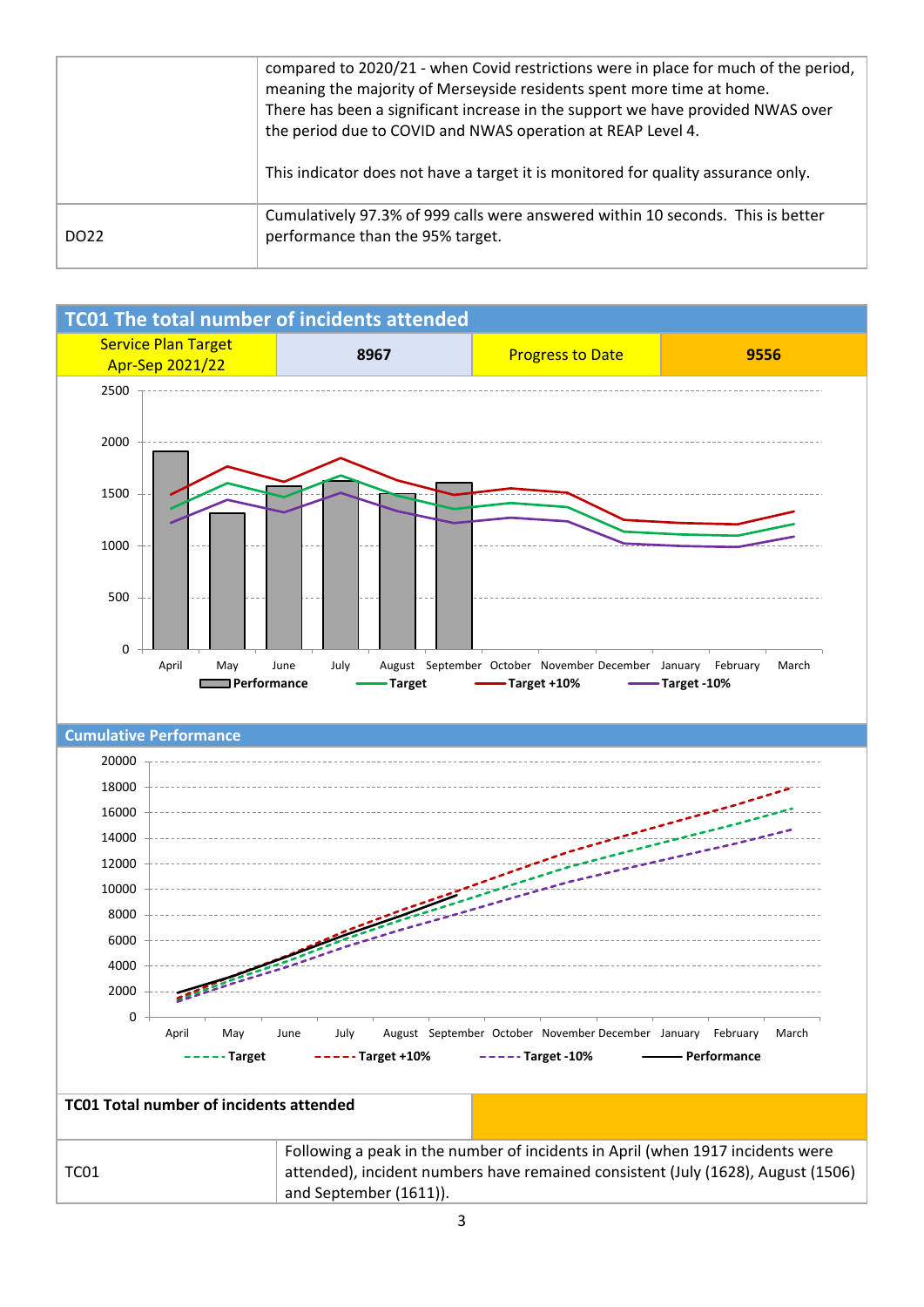| | |
|---|---|
| | compared to 2020/21 - when Covid restrictions were in place for much of the period, meaning the majority of Merseyside residents spent more time at home. There has been a significant increase in the support we have provided NWAS over the period due to COVID and NWAS operation at REAP Level 4. <br><br> This indicator does not have a target it is monitored for quality assurance only. |
| DO22 | Cumulatively 97.3% of 999 calls were answered within 10 seconds. This is better performance than the 95% target. |

## TC01 The total number of incidents attended

| Service Plan Target Apr-Sep 2021/22 | 8967 | Progress to Date | 9556 |
|---|---|---|---|

### Cumulative Performance

| TC01 Total number of incidents attended | |
|---|---|
| TC01 | Following a peak in the number of incidents in April (when 1917 incidents were attended), incident numbers have remained consistent (July (1628), August (1506) and September (1611)). |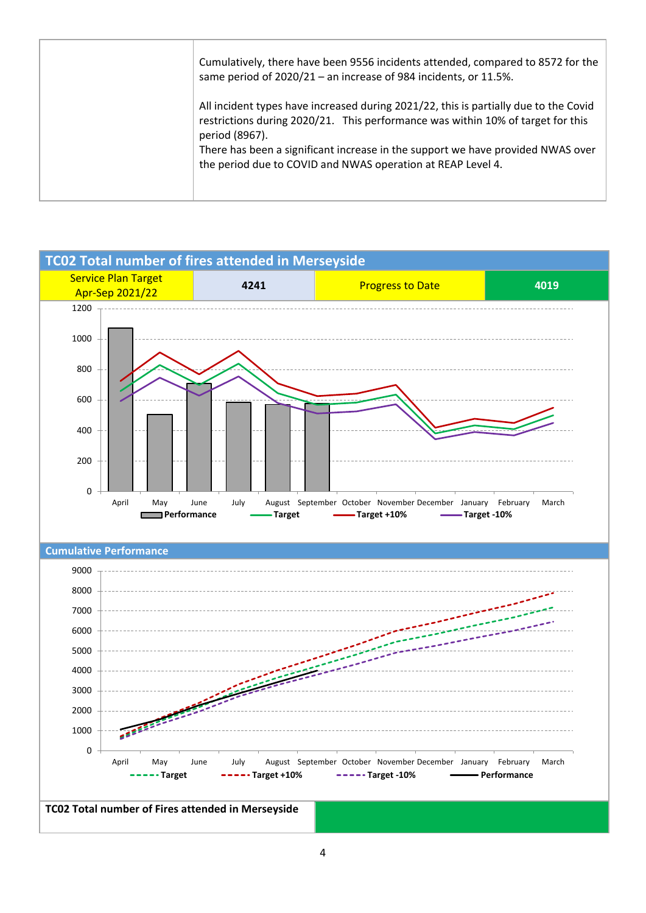| | Cumulatively, there have been 9556 incidents attended, compared to 8572 for the same period of 2020/21 – an increase of 984 incidents, or 11.5%.<br><br>All incident types have increased during 2021/22, this is partially due to the Covid restrictions during 2020/21. This performance was within 10% of target for this period (8967).<br>There has been a significant increase in the support we have provided NWAS over the period due to COVID and NWAS operation at REAP Level 4. |
|---|---|

## TC02 Total number of fires attended in Merseyside

| Service Plan Target Apr-Sep 2021/22 | 4241 | Progress to Date | 4019 |
|---|---|---|---|

Performance | Target | Target +10% | Target -10%

April May June July August September October November December January February March

### Cumulative Performance

Target | Target +10% | Target -10% | Performance

April May June July August September October November December January February March

| TC02 Total number of Fires attended in Merseyside | |
|---|---|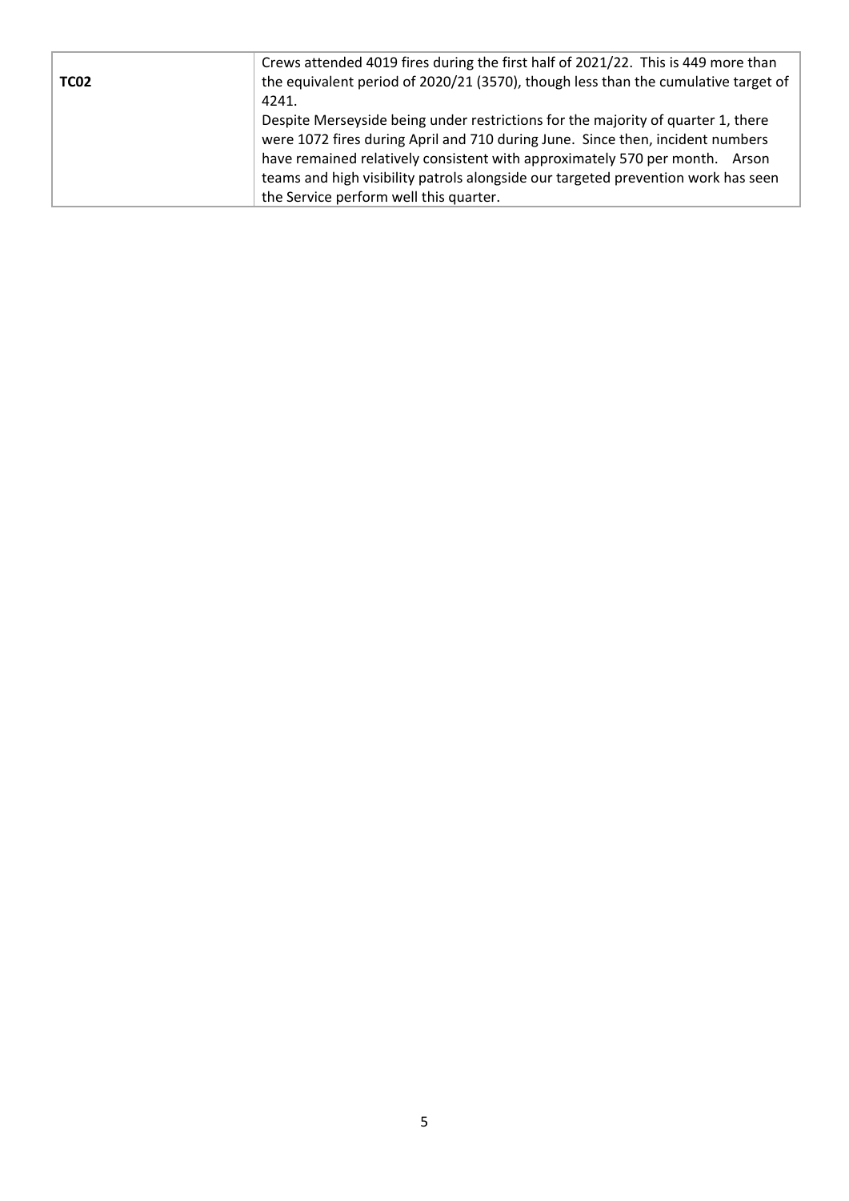| **TC02** | Crews attended 4019 fires during the first half of 2021/22. This is 449 more than the equivalent period of 2020/21 (3570), though less than the cumulative target of 4241.<br>Despite Merseyside being under restrictions for the majority of quarter 1, there were 1072 fires during April and 710 during June. Since then, incident numbers have remained relatively consistent with approximately 570 per month. Arson teams and high visibility patrols alongside our targeted prevention work has seen the Service perform well this quarter. |
|---|---|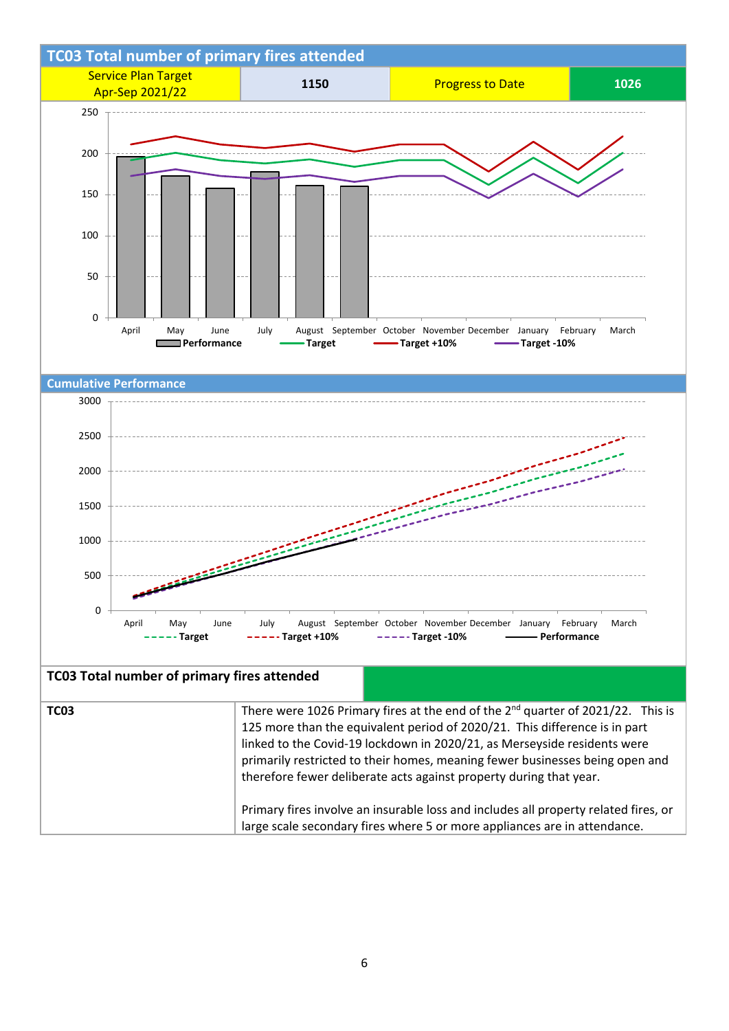## TC03 Total number of primary fires attended

| Service Plan Target Apr-Sep 2021/22 | 1150 | Progress to Date | 1026 |
|---|---|---|---|

250
200
150
100
50
0

April May June July August September October November December January February March

Performance — Target — Target +10% — Target -10%

### Cumulative Performance

3000
2500
2000
1500
1000
500
0

April May June July August September October November December January February March

Target — Target +10% — Target -10% — Performance

| TC03 Total number of primary fires attended | |
|---|---|
| **TC03** | There were 1026 Primary fires at the end of the 2nd quarter of 2021/22. This is 125 more than the equivalent period of 2020/21. This difference is in part linked to the Covid-19 lockdown in 2020/21, as Merseyside residents were primarily restricted to their homes, meaning fewer businesses being open and therefore fewer deliberate acts against property during that year.<br><br>Primary fires involve an insurable loss and includes all property related fires, or large scale secondary fires where 5 or more appliances are in attendance. |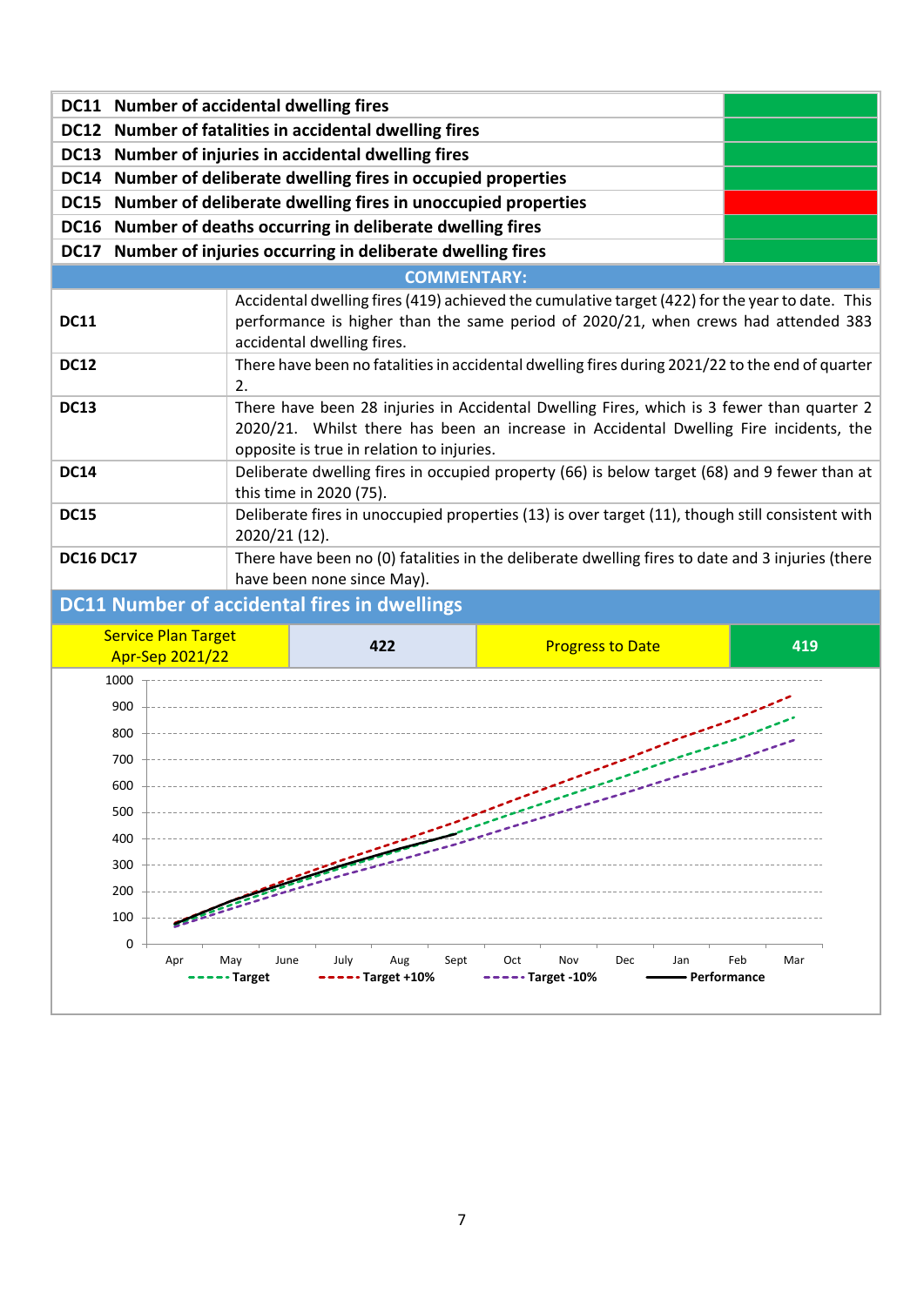| Indicator | Status |
|---|---|
| **DC11 Number of accidental dwelling fires** | Green |
| **DC12 Number of fatalities in accidental dwelling fires** | Green |
| **DC13 Number of injuries in accidental dwelling fires** | Green |
| **DC14 Number of deliberate dwelling fires in occupied properties** | Green |
| **DC15 Number of deliberate dwelling fires in unoccupied properties** | Red |
| **DC16 Number of deaths occurring in deliberate dwelling fires** | Green |
| **DC17 Number of injuries occurring in deliberate dwelling fires** | Green |

**COMMENTARY:**

| | |
|---|---|
| **DC11** | Accidental dwelling fires (419) achieved the cumulative target (422) for the year to date. This performance is higher than the same period of 2020/21, when crews had attended 383 accidental dwelling fires. |
| **DC12** | There have been no fatalities in accidental dwelling fires during 2021/22 to the end of quarter 2. |
| **DC13** | There have been 28 injuries in Accidental Dwelling Fires, which is 3 fewer than quarter 2 2020/21. Whilst there has been an increase in Accidental Dwelling Fire incidents, the opposite is true in relation to injuries. |
| **DC14** | Deliberate dwelling fires in occupied property (66) is below target (68) and 9 fewer than at this time in 2020 (75). |
| **DC15** | Deliberate fires in unoccupied properties (13) is over target (11), though still consistent with 2020/21 (12). |
| **DC16 DC17** | There have been no (0) fatalities in the deliberate dwelling fires to date and 3 injuries (there have been none since May). |

## DC11 Number of accidental fires in dwellings

| Service Plan Target Apr-Sep 2021/22 | 422 | Progress to Date | 419 |
|---|---|---|---|

Chart: cumulative accidental dwelling fires, Apr–Mar (y-axis 0–1000). Legend: Target, Target +10%, Target -10%, Performance.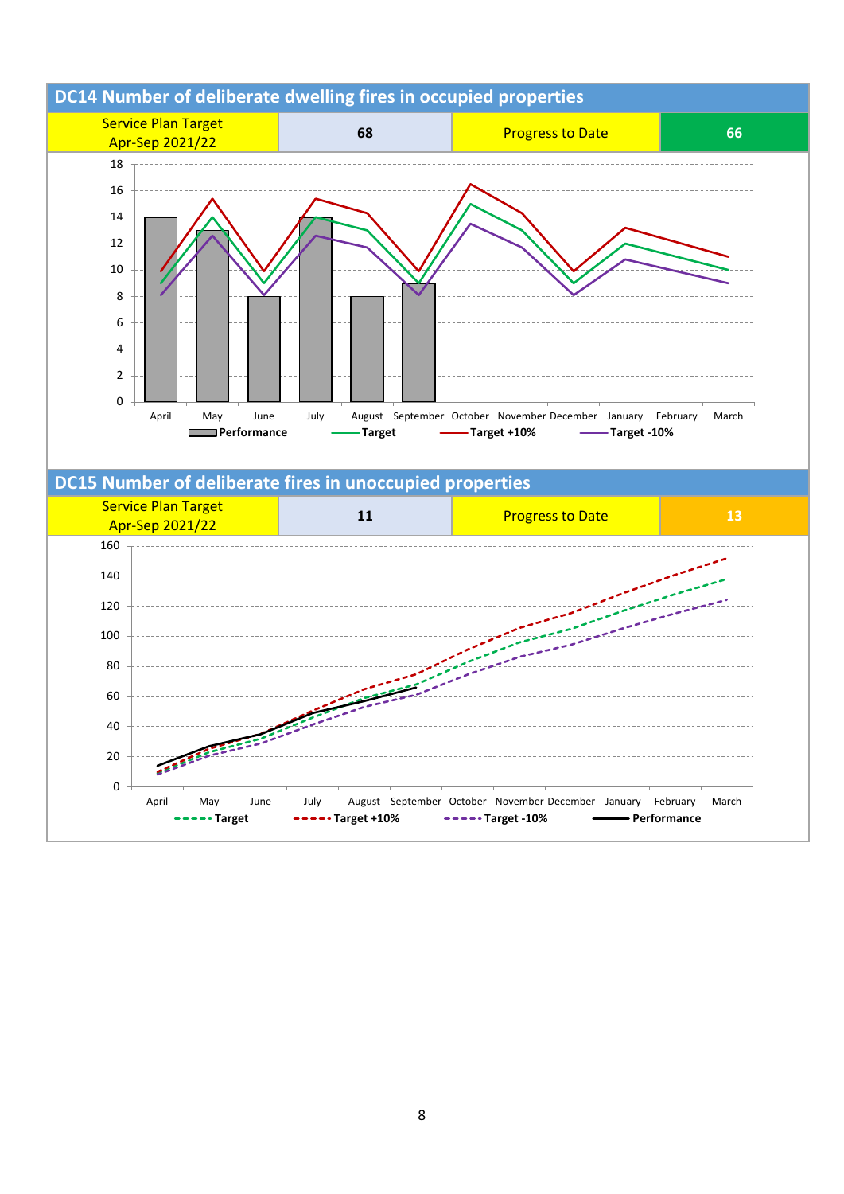## DC14 Number of deliberate dwelling fires in occupied properties

| Service Plan Target Apr-Sep 2021/22 | 68 | Progress to Date | 66 |
|---|---|---|---|

## DC15 Number of deliberate fires in unoccupied properties

| Service Plan Target Apr-Sep 2021/22 | 11 | Progress to Date | 13 |
|---|---|---|---|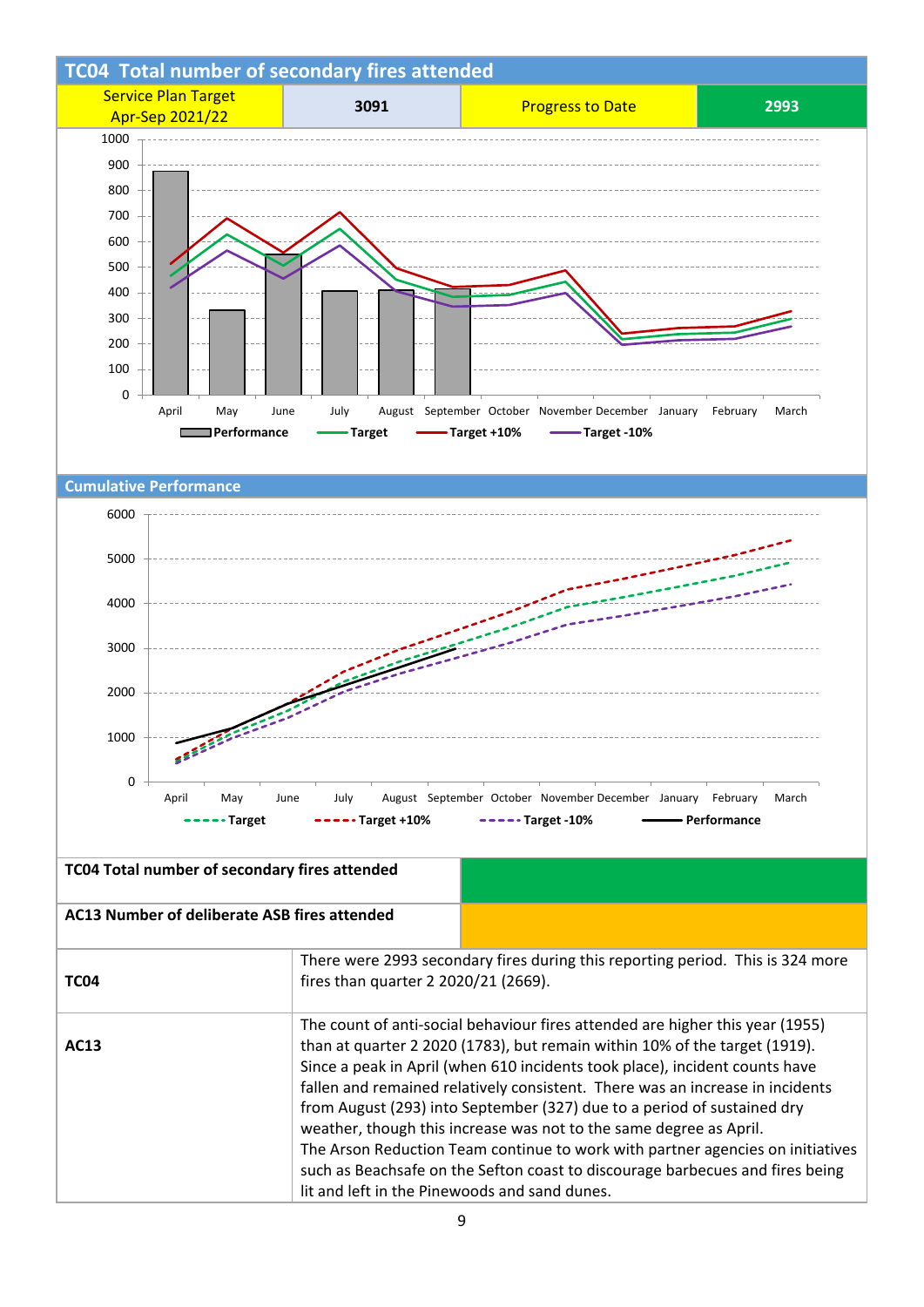## TC04 Total number of secondary fires attended

| Service Plan Target Apr-Sep 2021/22 | 3091 | Progress to Date | 2993 |
|---|---|---|---|

## Cumulative Performance

| TC04 Total number of secondary fires attended | |
|---|---|
| AC13 Number of deliberate ASB fires attended | |

| | |
|---|---|
| **TC04** | There were 2993 secondary fires during this reporting period. This is 324 more fires than quarter 2 2020/21 (2669). |
| **AC13** | The count of anti-social behaviour fires attended are higher this year (1955) than at quarter 2 2020 (1783), but remain within 10% of the target (1919). Since a peak in April (when 610 incidents took place), incident counts have fallen and remained relatively consistent. There was an increase in incidents from August (293) into September (327) due to a period of sustained dry weather, though this increase was not to the same degree as April. The Arson Reduction Team continue to work with partner agencies on initiatives such as Beachsafe on the Sefton coast to discourage barbecues and fires being lit and left in the Pinewoods and sand dunes. |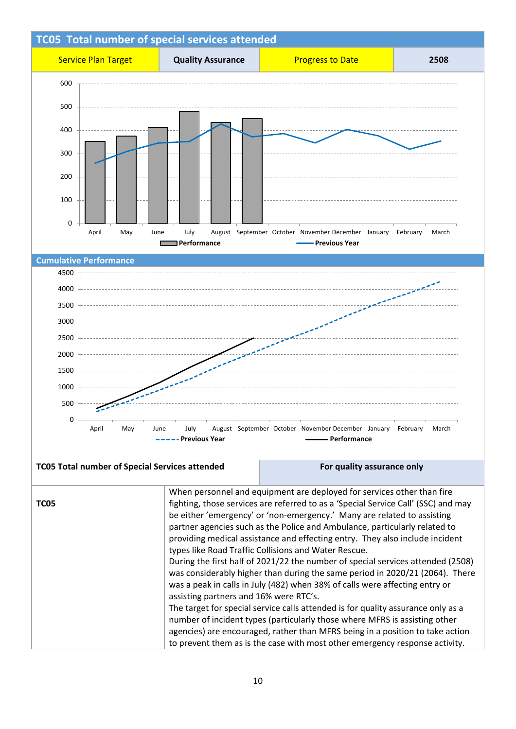## TC05 Total number of special services attended

| Service Plan Target | Quality Assurance | Progress to Date | 2508 |
|---|---|---|---|

### Cumulative Performance

| TC05 Total number of Special Services attended | For quality assurance only |
|---|---|
| **TC05** | When personnel and equipment are deployed for services other than fire fighting, those services are referred to as a 'Special Service Call' (SSC) and may be either 'emergency' or 'non-emergency.' Many are related to assisting partner agencies such as the Police and Ambulance, particularly related to providing medical assistance and effecting entry. They also include incident types like Road Traffic Collisions and Water Rescue. During the first half of 2021/22 the number of special services attended (2508) was considerably higher than during the same period in 2020/21 (2064). There was a peak in calls in July (482) when 38% of calls were affecting entry or assisting partners and 16% were RTC's. The target for special service calls attended is for quality assurance only as a number of incident types (particularly those where MFRS is assisting other agencies) are encouraged, rather than MFRS being in a position to take action to prevent them as is the case with most other emergency response activity. |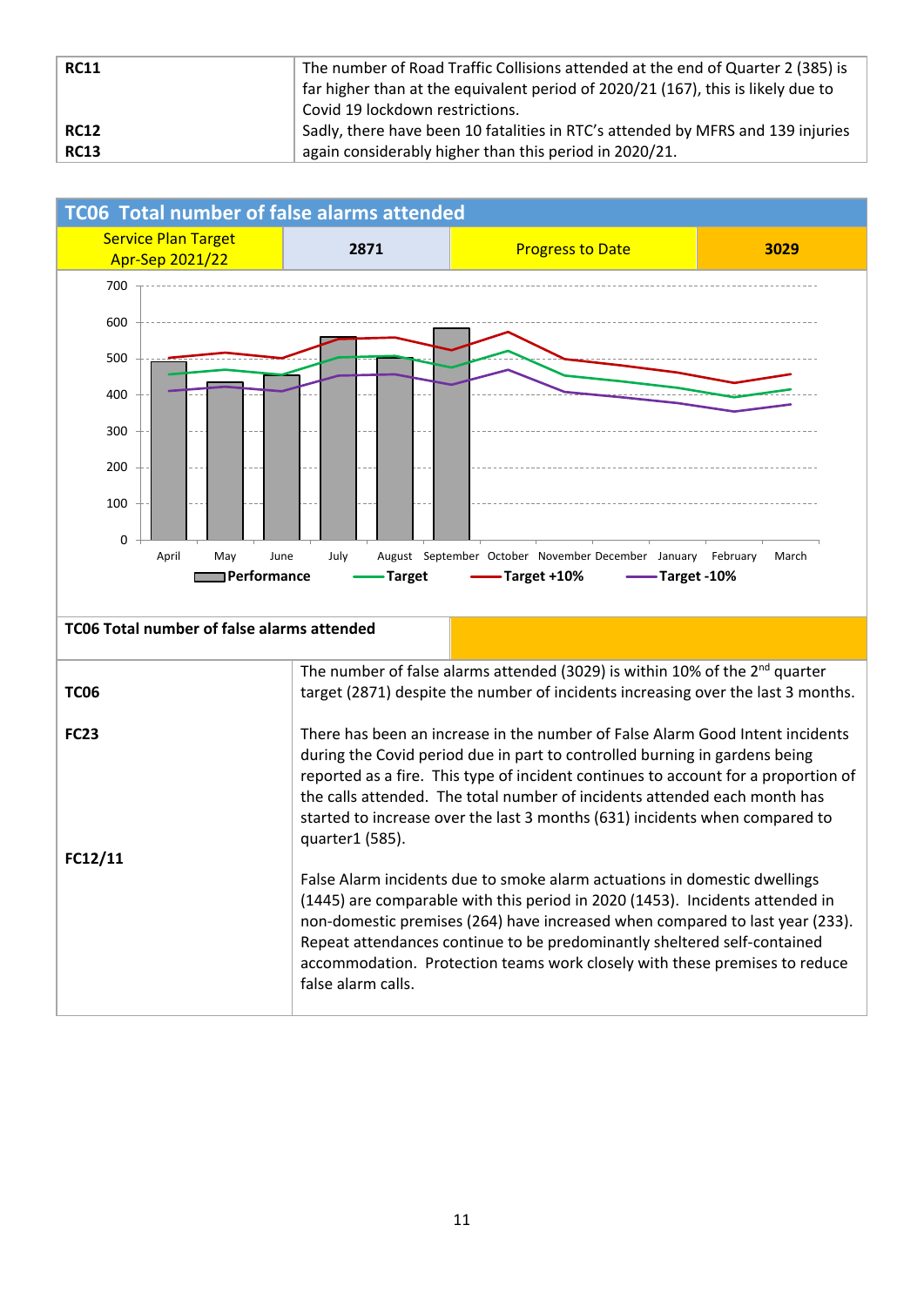| | |
|---|---|
| **RC11** | The number of Road Traffic Collisions attended at the end of Quarter 2 (385) is far higher than at the equivalent period of 2020/21 (167), this is likely due to Covid 19 lockdown restrictions. |
| **RC12**<br>**RC13** | Sadly, there have been 10 fatalities in RTC's attended by MFRS and 139 injuries again considerably higher than this period in 2020/21. |

## TC06 Total number of false alarms attended

| Service Plan Target Apr-Sep 2021/22 | 2871 | Progress to Date | 3029 |
|---|---|---|---|

Chart legend: Performance, Target, Target +10%, Target -10% (April – March; y-axis 0–700)

**TC06 Total number of false alarms attended**

| | |
|---|---|
| **TC06** | The number of false alarms attended (3029) is within 10% of the 2nd quarter target (2871) despite the number of incidents increasing over the last 3 months. |
| **FC23** | There has been an increase in the number of False Alarm Good Intent incidents during the Covid period due in part to controlled burning in gardens being reported as a fire. This type of incident continues to account for a proportion of the calls attended. The total number of incidents attended each month has started to increase over the last 3 months (631) incidents when compared to quarter1 (585). |
| **FC12/11** | False Alarm incidents due to smoke alarm actuations in domestic dwellings (1445) are comparable with this period in 2020 (1453). Incidents attended in non-domestic premises (264) have increased when compared to last year (233). Repeat attendances continue to be predominantly sheltered self-contained accommodation. Protection teams work closely with these premises to reduce false alarm calls. |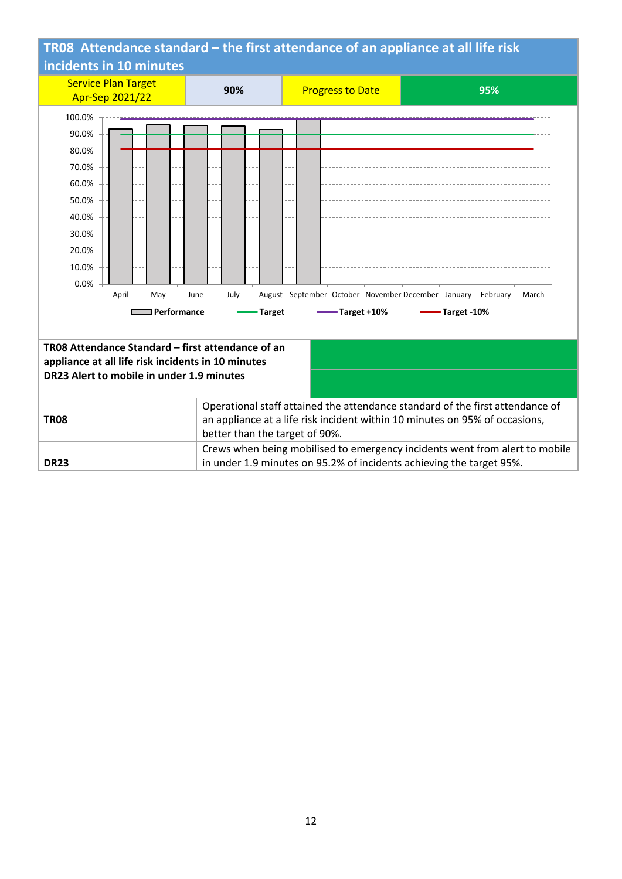## TR08 Attendance standard – the first attendance of an appliance at all life risk incidents in 10 minutes

| Service Plan Target Apr-Sep 2021/22 | 90% | Progress to Date | 95% |
|---|---|---|---|

Chart legend: Performance, Target, Target +10%, Target -10%

Months: April, May, June, July, August, September, October, November, December, January, February, March

Y-axis: 0.0% – 100.0%

| **TR08 Attendance Standard – first attendance of an appliance at all life risk incidents in 10 minutes** | |
|---|---|
| **DR23 Alert to mobile in under 1.9 minutes** | |

| | |
|---|---|
| **TR08** | Operational staff attained the attendance standard of the first attendance of an appliance at a life risk incident within 10 minutes on 95% of occasions, better than the target of 90%. |
| **DR23** | Crews when being mobilised to emergency incidents went from alert to mobile in under 1.9 minutes on 95.2% of incidents achieving the target 95%. |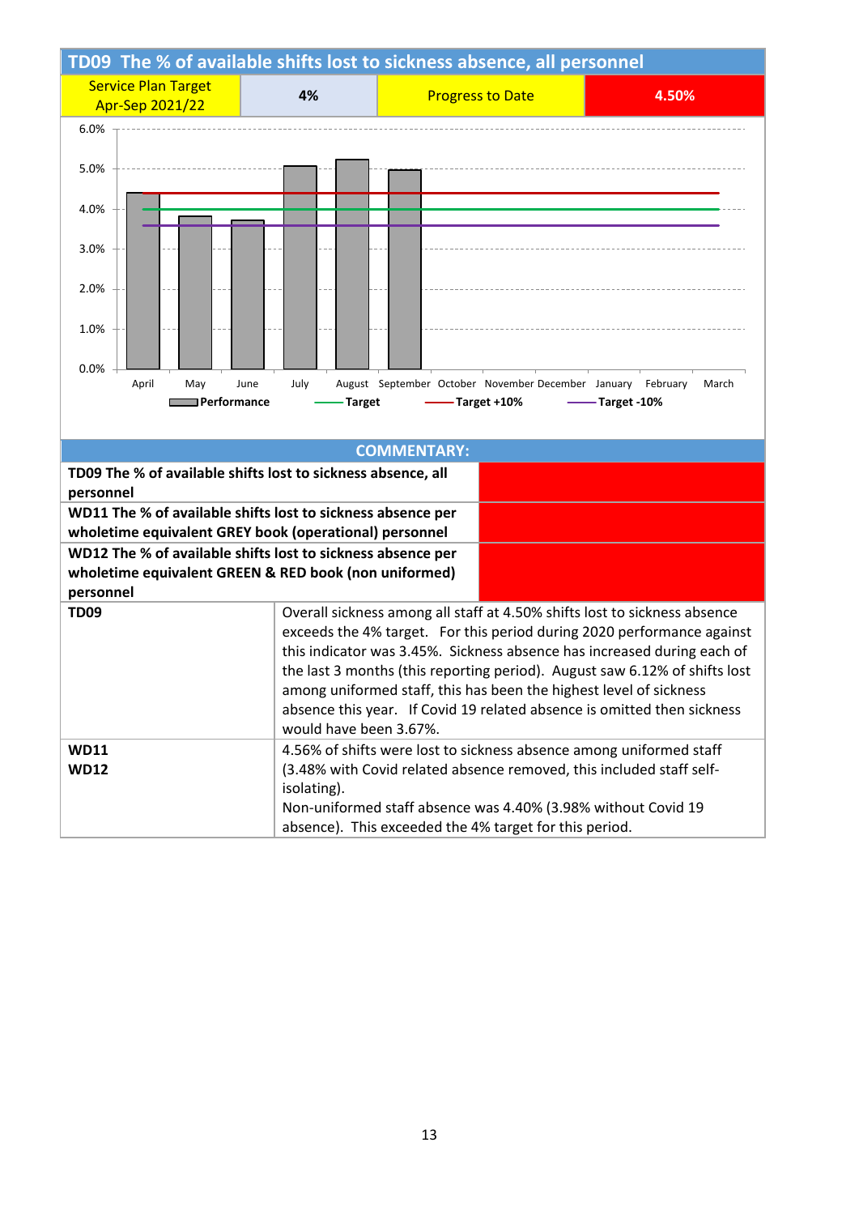## TD09 The % of available shifts lost to sickness absence, all personnel

| Service Plan Target Apr-Sep 2021/22 | 4% | Progress to Date | 4.50% |
|---|---|---|---|

Performance chart (April–March): Performance, Target, Target +10%, Target -10%

## COMMENTARY:

| | |
|---|---|
| **TD09 The % of available shifts lost to sickness absence, all personnel** | |
| **WD11 The % of available shifts lost to sickness absence per wholetime equivalent GREY book (operational) personnel** | |
| **WD12 The % of available shifts lost to sickness absence per wholetime equivalent GREEN & RED book (non uniformed) personnel** | |
| **TD09** | Overall sickness among all staff at 4.50% shifts lost to sickness absence exceeds the 4% target. For this period during 2020 performance against this indicator was 3.45%. Sickness absence has increased during each of the last 3 months (this reporting period). August saw 6.12% of shifts lost among uniformed staff, this has been the highest level of sickness absence this year. If Covid 19 related absence is omitted then sickness would have been 3.67%. |
| **WD11**<br>**WD12** | 4.56% of shifts were lost to sickness absence among uniformed staff (3.48% with Covid related absence removed, this included staff self-isolating).<br>Non-uniformed staff absence was 4.40% (3.98% without Covid 19 absence). This exceeded the 4% target for this period. |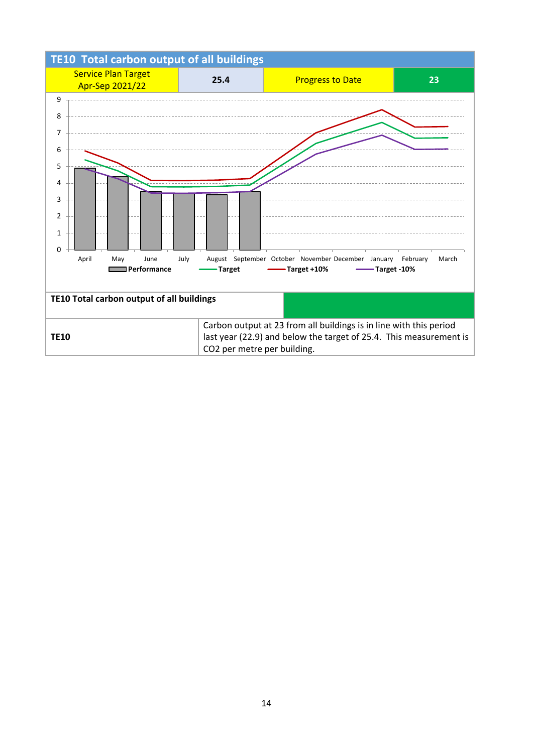## TE10 Total carbon output of all buildings

| Service Plan Target Apr-Sep 2021/22 | 25.4 | Progress to Date | 23 |
|---|---|---|---|

9
8
7
6
5
4
3
2
1
0

April May June July August September October November December January February March

Performance Target Target +10% Target -10%

| TE10 Total carbon output of all buildings | |
|---|---|
| **TE10** | Carbon output at 23 from all buildings is in line with this period last year (22.9) and below the target of 25.4. This measurement is CO2 per metre per building. |